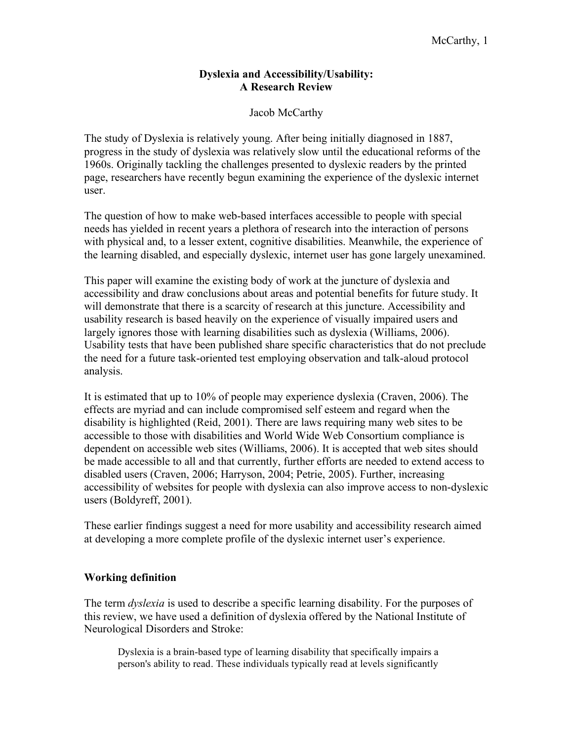# Dyslexia and Accessibility/Usability: A Research Review

Jacob McCarthy

The study of Dyslexia is relatively young. After being initially diagnosed in 1887, progress in the study of dyslexia was relatively slow until the educational reforms of the 1960s. Originally tackling the challenges presented to dyslexic readers by the printed page, researchers have recently begun examining the experience of the dyslexic internet user.

The question of how to make web-based interfaces accessible to people with special needs has yielded in recent years a plethora of research into the interaction of persons with physical and, to a lesser extent, cognitive disabilities. Meanwhile, the experience of the learning disabled, and especially dyslexic, internet user has gone largely unexamined.

This paper will examine the existing body of work at the juncture of dyslexia and accessibility and draw conclusions about areas and potential benefits for future study. It will demonstrate that there is a scarcity of research at this juncture. Accessibility and usability research is based heavily on the experience of visually impaired users and largely ignores those with learning disabilities such as dyslexia (Williams, 2006). Usability tests that have been published share specific characteristics that do not preclude the need for a future task-oriented test employing observation and talk-aloud protocol analysis.

It is estimated that up to 10% of people may experience dyslexia (Craven, 2006). The effects are myriad and can include compromised self esteem and regard when the disability is highlighted (Reid, 2001). There are laws requiring many web sites to be accessible to those with disabilities and World Wide Web Consortium compliance is dependent on accessible web sites (Williams, 2006). It is accepted that web sites should be made accessible to all and that currently, further efforts are needed to extend access to disabled users (Craven, 2006; Harryson, 2004; Petrie, 2005). Further, increasing accessibility of websites for people with dyslexia can also improve access to non-dyslexic users (Boldyreff, 2001).

These earlier findings suggest a need for more usability and accessibility research aimed at developing a more complete profile of the dyslexic internet user's experience.

## Working definition

The term *dyslexia* is used to describe a specific learning disability. For the purposes of this review, we have used a definition of dyslexia offered by the National Institute of Neurological Disorders and Stroke:

> Dyslexia is a brain-based type of learning disability that specifically impairs a person's ability to read. These individuals typically read at levels significantly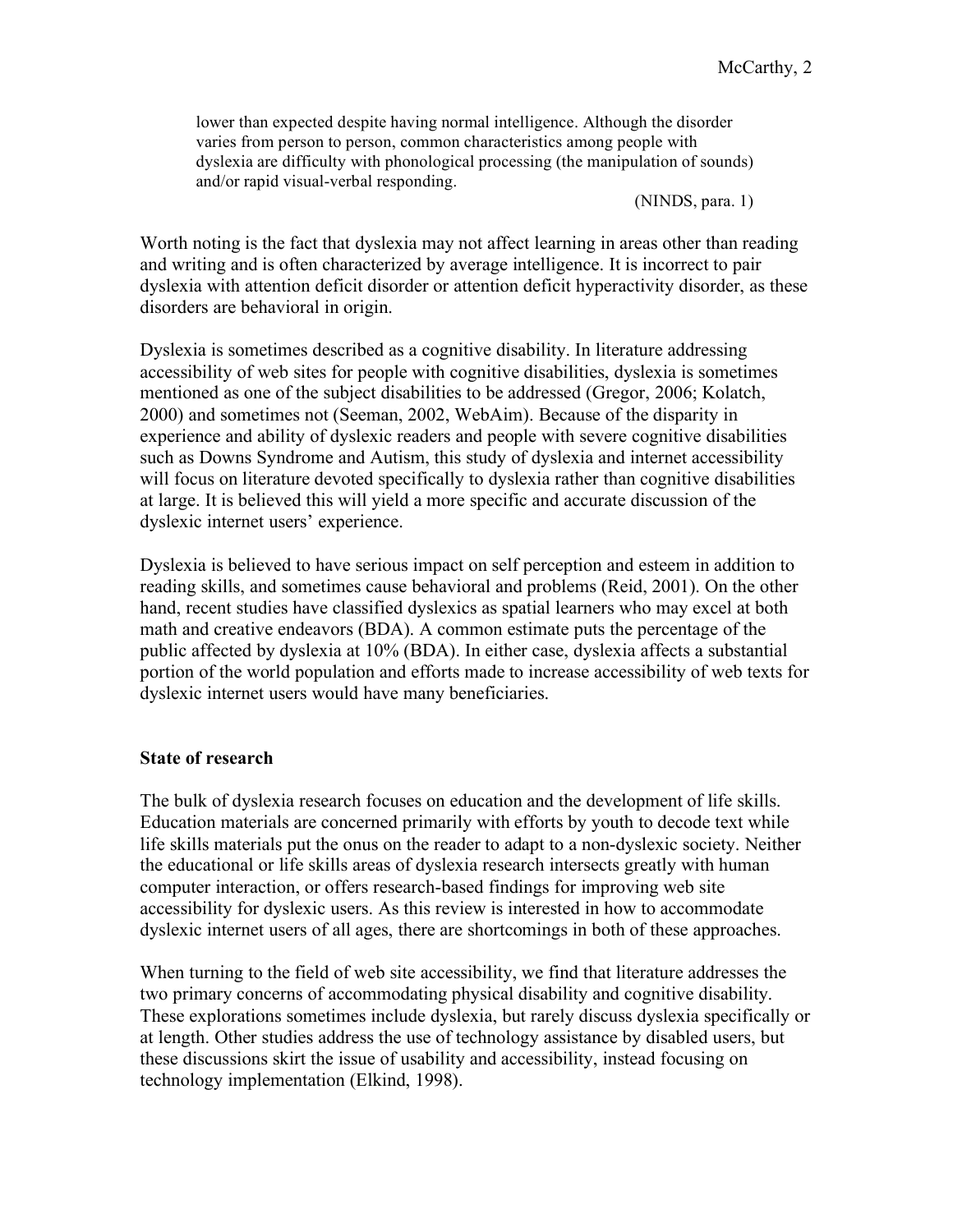> lower than expected despite having normal intelligence. Although the disorder varies from person to person, common characteristics among people with dyslexia are difficulty with phonological processing (the manipulation of sounds) and/or rapid visual-verbal responding.
>
> (NINDS, para. 1)

Worth noting is the fact that dyslexia may not affect learning in areas other than reading and writing and is often characterized by average intelligence. It is incorrect to pair dyslexia with attention deficit disorder or attention deficit hyperactivity disorder, as these disorders are behavioral in origin.

Dyslexia is sometimes described as a cognitive disability. In literature addressing accessibility of web sites for people with cognitive disabilities, dyslexia is sometimes mentioned as one of the subject disabilities to be addressed (Gregor, 2006; Kolatch, 2000) and sometimes not (Seeman, 2002, WebAim). Because of the disparity in experience and ability of dyslexic readers and people with severe cognitive disabilities such as Downs Syndrome and Autism, this study of dyslexia and internet accessibility will focus on literature devoted specifically to dyslexia rather than cognitive disabilities at large. It is believed this will yield a more specific and accurate discussion of the dyslexic internet users' experience.

Dyslexia is believed to have serious impact on self perception and esteem in addition to reading skills, and sometimes cause behavioral and problems (Reid, 2001). On the other hand, recent studies have classified dyslexics as spatial learners who may excel at both math and creative endeavors (BDA). A common estimate puts the percentage of the public affected by dyslexia at 10% (BDA). In either case, dyslexia affects a substantial portion of the world population and efforts made to increase accessibility of web texts for dyslexic internet users would have many beneficiaries.

**State of research**

The bulk of dyslexia research focuses on education and the development of life skills. Education materials are concerned primarily with efforts by youth to decode text while life skills materials put the onus on the reader to adapt to a non-dyslexic society. Neither the educational or life skills areas of dyslexia research intersects greatly with human computer interaction, or offers research-based findings for improving web site accessibility for dyslexic users. As this review is interested in how to accommodate dyslexic internet users of all ages, there are shortcomings in both of these approaches.

When turning to the field of web site accessibility, we find that literature addresses the two primary concerns of accommodating physical disability and cognitive disability. These explorations sometimes include dyslexia, but rarely discuss dyslexia specifically or at length. Other studies address the use of technology assistance by disabled users, but these discussions skirt the issue of usability and accessibility, instead focusing on technology implementation (Elkind, 1998).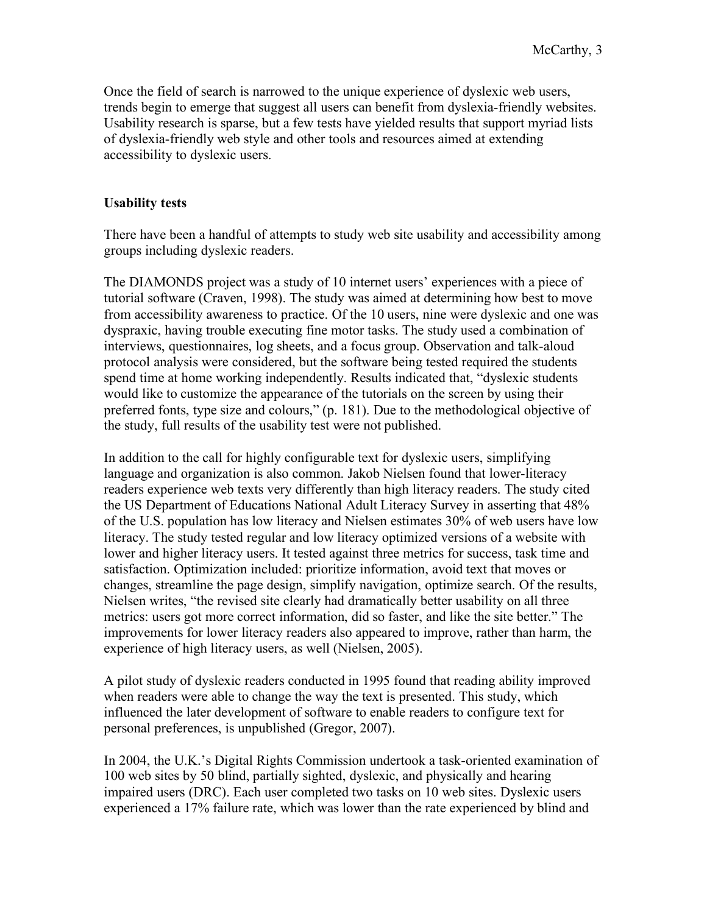Once the field of search is narrowed to the unique experience of dyslexic web users, trends begin to emerge that suggest all users can benefit from dyslexia-friendly websites. Usability research is sparse, but a few tests have yielded results that support myriad lists of dyslexia-friendly web style and other tools and resources aimed at extending accessibility to dyslexic users.

**Usability tests**

There have been a handful of attempts to study web site usability and accessibility among groups including dyslexic readers.

The DIAMONDS project was a study of 10 internet users' experiences with a piece of tutorial software (Craven, 1998). The study was aimed at determining how best to move from accessibility awareness to practice. Of the 10 users, nine were dyslexic and one was dyspraxic, having trouble executing fine motor tasks. The study used a combination of interviews, questionnaires, log sheets, and a focus group. Observation and talk-aloud protocol analysis were considered, but the software being tested required the students spend time at home working independently. Results indicated that, "dyslexic students would like to customize the appearance of the tutorials on the screen by using their preferred fonts, type size and colours," (p. 181). Due to the methodological objective of the study, full results of the usability test were not published.

In addition to the call for highly configurable text for dyslexic users, simplifying language and organization is also common. Jakob Nielsen found that lower-literacy readers experience web texts very differently than high literacy readers. The study cited the US Department of Educations National Adult Literacy Survey in asserting that 48% of the U.S. population has low literacy and Nielsen estimates 30% of web users have low literacy. The study tested regular and low literacy optimized versions of a website with lower and higher literacy users. It tested against three metrics for success, task time and satisfaction. Optimization included: prioritize information, avoid text that moves or changes, streamline the page design, simplify navigation, optimize search. Of the results, Nielsen writes, "the revised site clearly had dramatically better usability on all three metrics: users got more correct information, did so faster, and like the site better." The improvements for lower literacy readers also appeared to improve, rather than harm, the experience of high literacy users, as well (Nielsen, 2005).

A pilot study of dyslexic readers conducted in 1995 found that reading ability improved when readers were able to change the way the text is presented. This study, which influenced the later development of software to enable readers to configure text for personal preferences, is unpublished (Gregor, 2007).

In 2004, the U.K.'s Digital Rights Commission undertook a task-oriented examination of 100 web sites by 50 blind, partially sighted, dyslexic, and physically and hearing impaired users (DRC). Each user completed two tasks on 10 web sites. Dyslexic users experienced a 17% failure rate, which was lower than the rate experienced by blind and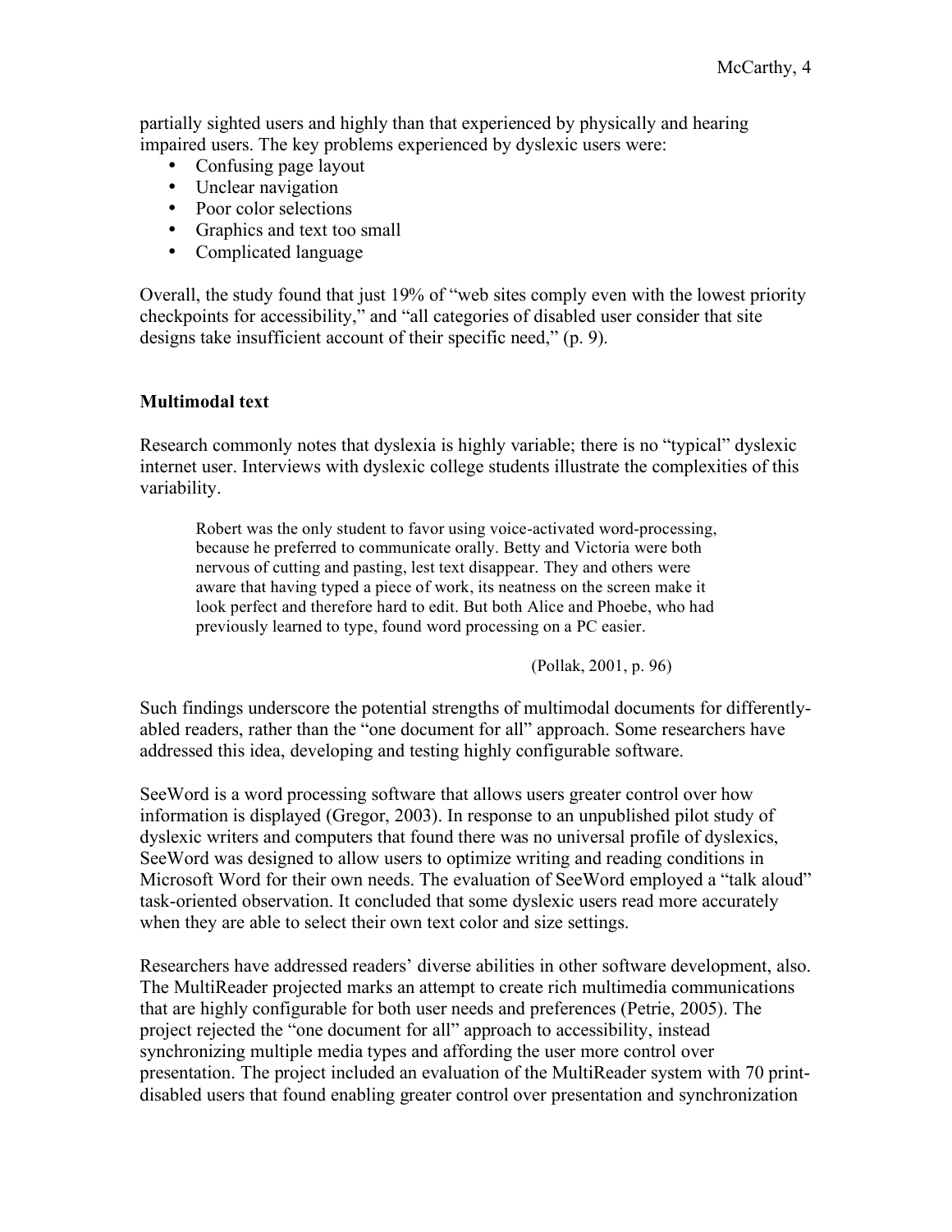partially sighted users and highly than that experienced by physically and hearing impaired users. The key problems experienced by dyslexic users were:

- Confusing page layout
- Unclear navigation
- Poor color selections
- Graphics and text too small
- Complicated language

Overall, the study found that just 19% of "web sites comply even with the lowest priority checkpoints for accessibility," and "all categories of disabled user consider that site designs take insufficient account of their specific need," (p. 9).

**Multimodal text**

Research commonly notes that dyslexia is highly variable; there is no "typical" dyslexic internet user. Interviews with dyslexic college students illustrate the complexities of this variability.

> Robert was the only student to favor using voice-activated word-processing, because he preferred to communicate orally. Betty and Victoria were both nervous of cutting and pasting, lest text disappear. They and others were aware that having typed a piece of work, its neatness on the screen make it look perfect and therefore hard to edit. But both Alice and Phoebe, who had previously learned to type, found word processing on a PC easier.
>
> (Pollak, 2001, p. 96)

Such findings underscore the potential strengths of multimodal documents for differently-abled readers, rather than the "one document for all" approach. Some researchers have addressed this idea, developing and testing highly configurable software.

SeeWord is a word processing software that allows users greater control over how information is displayed (Gregor, 2003). In response to an unpublished pilot study of dyslexic writers and computers that found there was no universal profile of dyslexics, SeeWord was designed to allow users to optimize writing and reading conditions in Microsoft Word for their own needs. The evaluation of SeeWord employed a "talk aloud" task-oriented observation. It concluded that some dyslexic users read more accurately when they are able to select their own text color and size settings.

Researchers have addressed readers' diverse abilities in other software development, also. The MultiReader projected marks an attempt to create rich multimedia communications that are highly configurable for both user needs and preferences (Petrie, 2005). The project rejected the "one document for all" approach to accessibility, instead synchronizing multiple media types and affording the user more control over presentation. The project included an evaluation of the MultiReader system with 70 print-disabled users that found enabling greater control over presentation and synchronization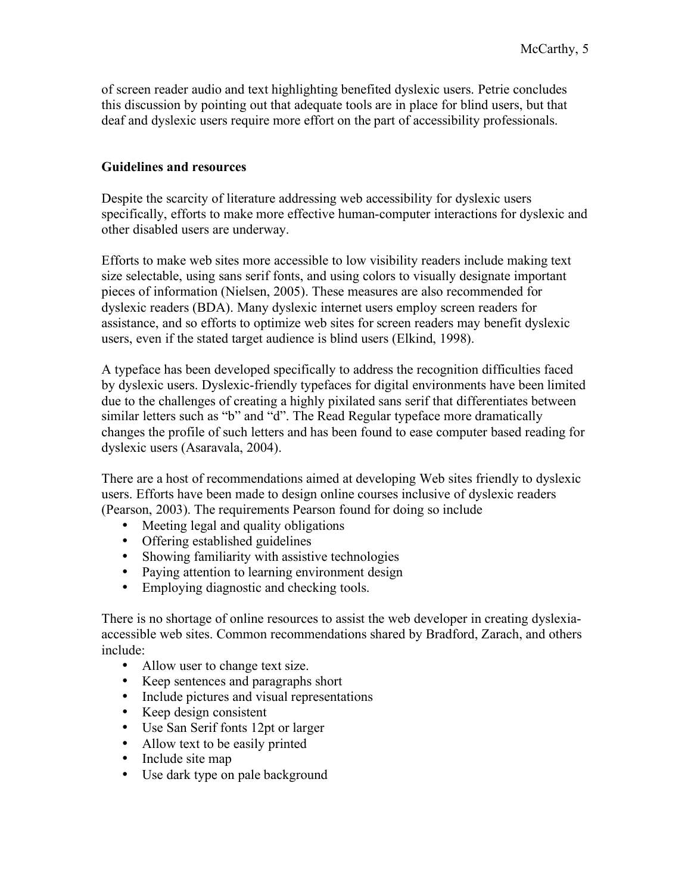of screen reader audio and text highlighting benefited dyslexic users. Petrie concludes this discussion by pointing out that adequate tools are in place for blind users, but that deaf and dyslexic users require more effort on the part of accessibility professionals.

**Guidelines and resources**

Despite the scarcity of literature addressing web accessibility for dyslexic users specifically, efforts to make more effective human-computer interactions for dyslexic and other disabled users are underway.

Efforts to make web sites more accessible to low visibility readers include making text size selectable, using sans serif fonts, and using colors to visually designate important pieces of information (Nielsen, 2005). These measures are also recommended for dyslexic readers (BDA). Many dyslexic internet users employ screen readers for assistance, and so efforts to optimize web sites for screen readers may benefit dyslexic users, even if the stated target audience is blind users (Elkind, 1998).

A typeface has been developed specifically to address the recognition difficulties faced by dyslexic users. Dyslexic-friendly typefaces for digital environments have been limited due to the challenges of creating a highly pixilated sans serif that differentiates between similar letters such as "b" and "d". The Read Regular typeface more dramatically changes the profile of such letters and has been found to ease computer based reading for dyslexic users (Asaravala, 2004).

There are a host of recommendations aimed at developing Web sites friendly to dyslexic users. Efforts have been made to design online courses inclusive of dyslexic readers (Pearson, 2003). The requirements Pearson found for doing so include

- Meeting legal and quality obligations
- Offering established guidelines
- Showing familiarity with assistive technologies
- Paying attention to learning environment design
- Employing diagnostic and checking tools.

There is no shortage of online resources to assist the web developer in creating dyslexia-accessible web sites. Common recommendations shared by Bradford, Zarach, and others include:

- Allow user to change text size.
- Keep sentences and paragraphs short
- Include pictures and visual representations
- Keep design consistent
- Use San Serif fonts 12pt or larger
- Allow text to be easily printed
- Include site map
- Use dark type on pale background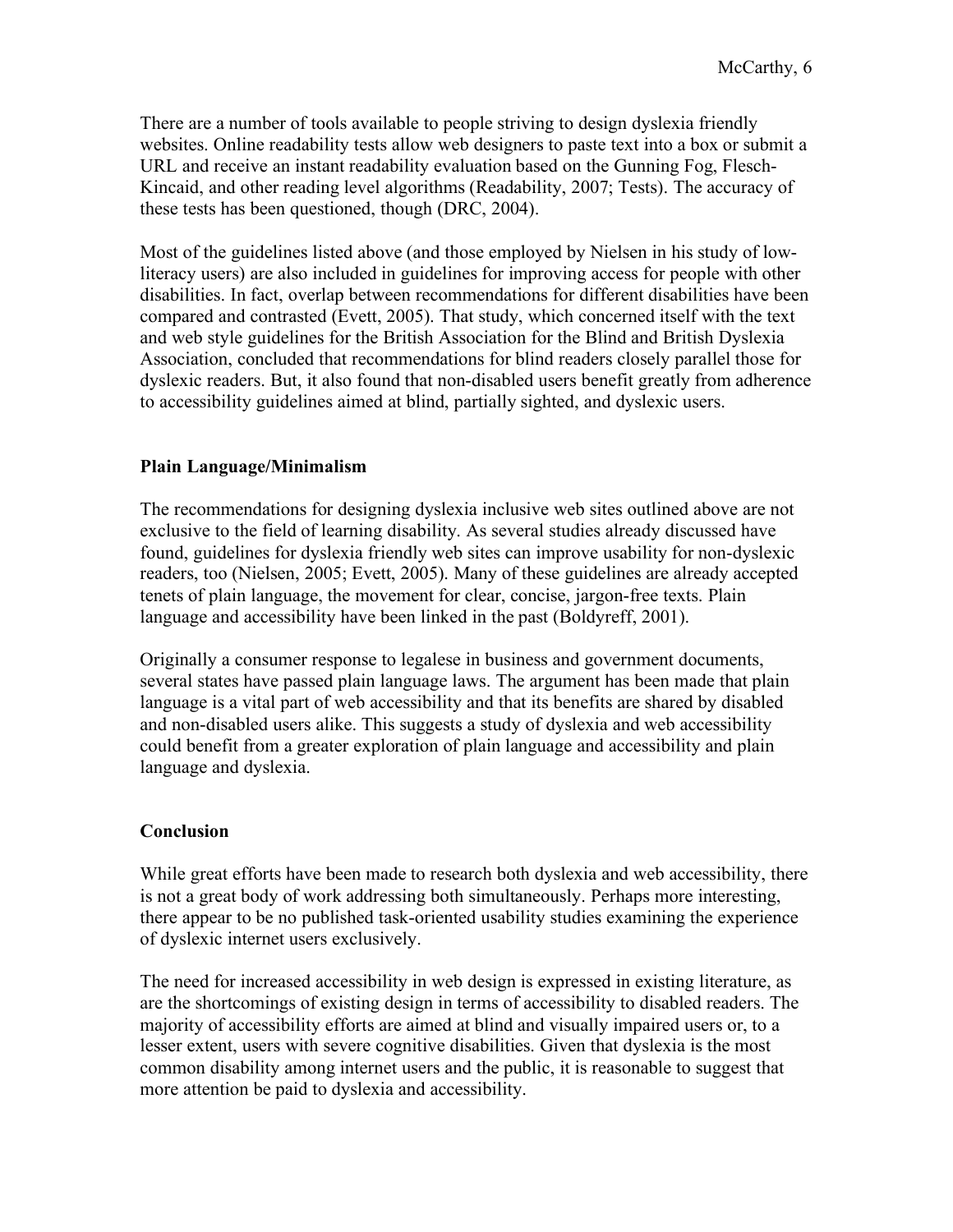There are a number of tools available to people striving to design dyslexia friendly websites. Online readability tests allow web designers to paste text into a box or submit a URL and receive an instant readability evaluation based on the Gunning Fog, Flesch-Kincaid, and other reading level algorithms (Readability, 2007; Tests). The accuracy of these tests has been questioned, though (DRC, 2004).

Most of the guidelines listed above (and those employed by Nielsen in his study of low-literacy users) are also included in guidelines for improving access for people with other disabilities. In fact, overlap between recommendations for different disabilities have been compared and contrasted (Evett, 2005). That study, which concerned itself with the text and web style guidelines for the British Association for the Blind and British Dyslexia Association, concluded that recommendations for blind readers closely parallel those for dyslexic readers. But, it also found that non-disabled users benefit greatly from adherence to accessibility guidelines aimed at blind, partially sighted, and dyslexic users.

**Plain Language/Minimalism**

The recommendations for designing dyslexia inclusive web sites outlined above are not exclusive to the field of learning disability. As several studies already discussed have found, guidelines for dyslexia friendly web sites can improve usability for non-dyslexic readers, too (Nielsen, 2005; Evett, 2005). Many of these guidelines are already accepted tenets of plain language, the movement for clear, concise, jargon-free texts. Plain language and accessibility have been linked in the past (Boldyreff, 2001).

Originally a consumer response to legalese in business and government documents, several states have passed plain language laws. The argument has been made that plain language is a vital part of web accessibility and that its benefits are shared by disabled and non-disabled users alike. This suggests a study of dyslexia and web accessibility could benefit from a greater exploration of plain language and accessibility and plain language and dyslexia.

**Conclusion**

While great efforts have been made to research both dyslexia and web accessibility, there is not a great body of work addressing both simultaneously. Perhaps more interesting, there appear to be no published task-oriented usability studies examining the experience of dyslexic internet users exclusively.

The need for increased accessibility in web design is expressed in existing literature, as are the shortcomings of existing design in terms of accessibility to disabled readers. The majority of accessibility efforts are aimed at blind and visually impaired users or, to a lesser extent, users with severe cognitive disabilities. Given that dyslexia is the most common disability among internet users and the public, it is reasonable to suggest that more attention be paid to dyslexia and accessibility.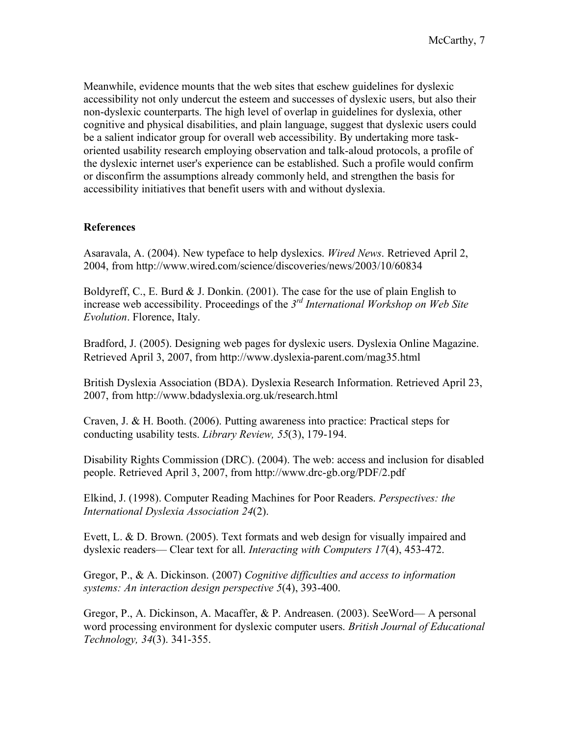Meanwhile, evidence mounts that the web sites that eschew guidelines for dyslexic accessibility not only undercut the esteem and successes of dyslexic users, but also their non-dyslexic counterparts. The high level of overlap in guidelines for dyslexia, other cognitive and physical disabilities, and plain language, suggest that dyslexic users could be a salient indicator group for overall web accessibility. By undertaking more task-oriented usability research employing observation and talk-aloud protocols, a profile of the dyslexic internet user's experience can be established. Such a profile would confirm or disconfirm the assumptions already commonly held, and strengthen the basis for accessibility initiatives that benefit users with and without dyslexia.

**References**

Asaravala, A. (2004). New typeface to help dyslexics. *Wired News*. Retrieved April 2, 2004, from http://www.wired.com/science/discoveries/news/2003/10/60834

Boldyreff, C., E. Burd & J. Donkin. (2001). The case for the use of plain English to increase web accessibility. Proceedings of the *3rd International Workshop on Web Site Evolution*. Florence, Italy.

Bradford, J. (2005). Designing web pages for dyslexic users. Dyslexia Online Magazine. Retrieved April 3, 2007, from http://www.dyslexia-parent.com/mag35.html

British Dyslexia Association (BDA). Dyslexia Research Information. Retrieved April 23, 2007, from http://www.bdadyslexia.org.uk/research.html

Craven, J. & H. Booth. (2006). Putting awareness into practice: Practical steps for conducting usability tests. *Library Review, 55*(3), 179-194.

Disability Rights Commission (DRC). (2004). The web: access and inclusion for disabled people. Retrieved April 3, 2007, from http://www.drc-gb.org/PDF/2.pdf

Elkind, J. (1998). Computer Reading Machines for Poor Readers. *Perspectives: the International Dyslexia Association 24*(2).

Evett, L. & D. Brown. (2005). Text formats and web design for visually impaired and dyslexic readers— Clear text for all. *Interacting with Computers 17*(4), 453-472.

Gregor, P., & A. Dickinson. (2007) *Cognitive difficulties and access to information systems: An interaction design perspective 5*(4), 393-400.

Gregor, P., A. Dickinson, A. Macaffer, & P. Andreasen. (2003). SeeWord— A personal word processing environment for dyslexic computer users. *British Journal of Educational Technology, 34*(3). 341-355.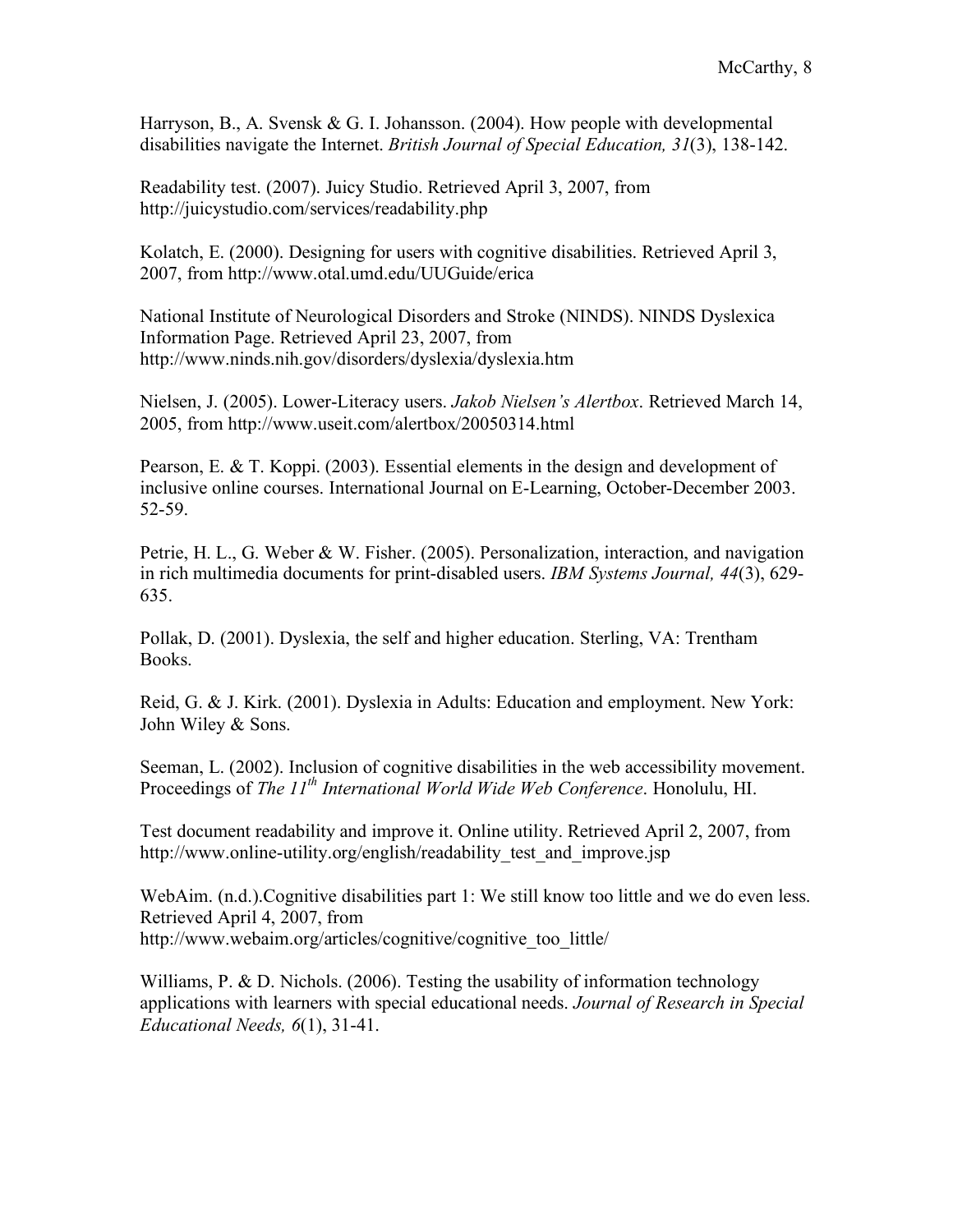Harryson, B., A. Svensk & G. I. Johansson. (2004). How people with developmental disabilities navigate the Internet. *British Journal of Special Education, 31*(3), 138-142.

Readability test. (2007). Juicy Studio. Retrieved April 3, 2007, from http://juicystudio.com/services/readability.php

Kolatch, E. (2000). Designing for users with cognitive disabilities. Retrieved April 3, 2007, from http://www.otal.umd.edu/UUGuide/erica

National Institute of Neurological Disorders and Stroke (NINDS). NINDS Dyslexica Information Page. Retrieved April 23, 2007, from http://www.ninds.nih.gov/disorders/dyslexia/dyslexia.htm

Nielsen, J. (2005). Lower-Literacy users. *Jakob Nielsen's Alertbox*. Retrieved March 14, 2005, from http://www.useit.com/alertbox/20050314.html

Pearson, E. & T. Koppi. (2003). Essential elements in the design and development of inclusive online courses. International Journal on E-Learning, October-December 2003. 52-59.

Petrie, H. L., G. Weber & W. Fisher. (2005). Personalization, interaction, and navigation in rich multimedia documents for print-disabled users. *IBM Systems Journal, 44*(3), 629-635.

Pollak, D. (2001). Dyslexia, the self and higher education. Sterling, VA: Trentham Books.

Reid, G. & J. Kirk. (2001). Dyslexia in Adults: Education and employment. New York: John Wiley & Sons.

Seeman, L. (2002). Inclusion of cognitive disabilities in the web accessibility movement. Proceedings of *The 11th International World Wide Web Conference*. Honolulu, HI.

Test document readability and improve it. Online utility. Retrieved April 2, 2007, from http://www.online-utility.org/english/readability_test_and_improve.jsp

WebAim. (n.d.).Cognitive disabilities part 1: We still know too little and we do even less. Retrieved April 4, 2007, from http://www.webaim.org/articles/cognitive/cognitive_too_little/

Williams, P. & D. Nichols. (2006). Testing the usability of information technology applications with learners with special educational needs. *Journal of Research in Special Educational Needs, 6*(1), 31-41.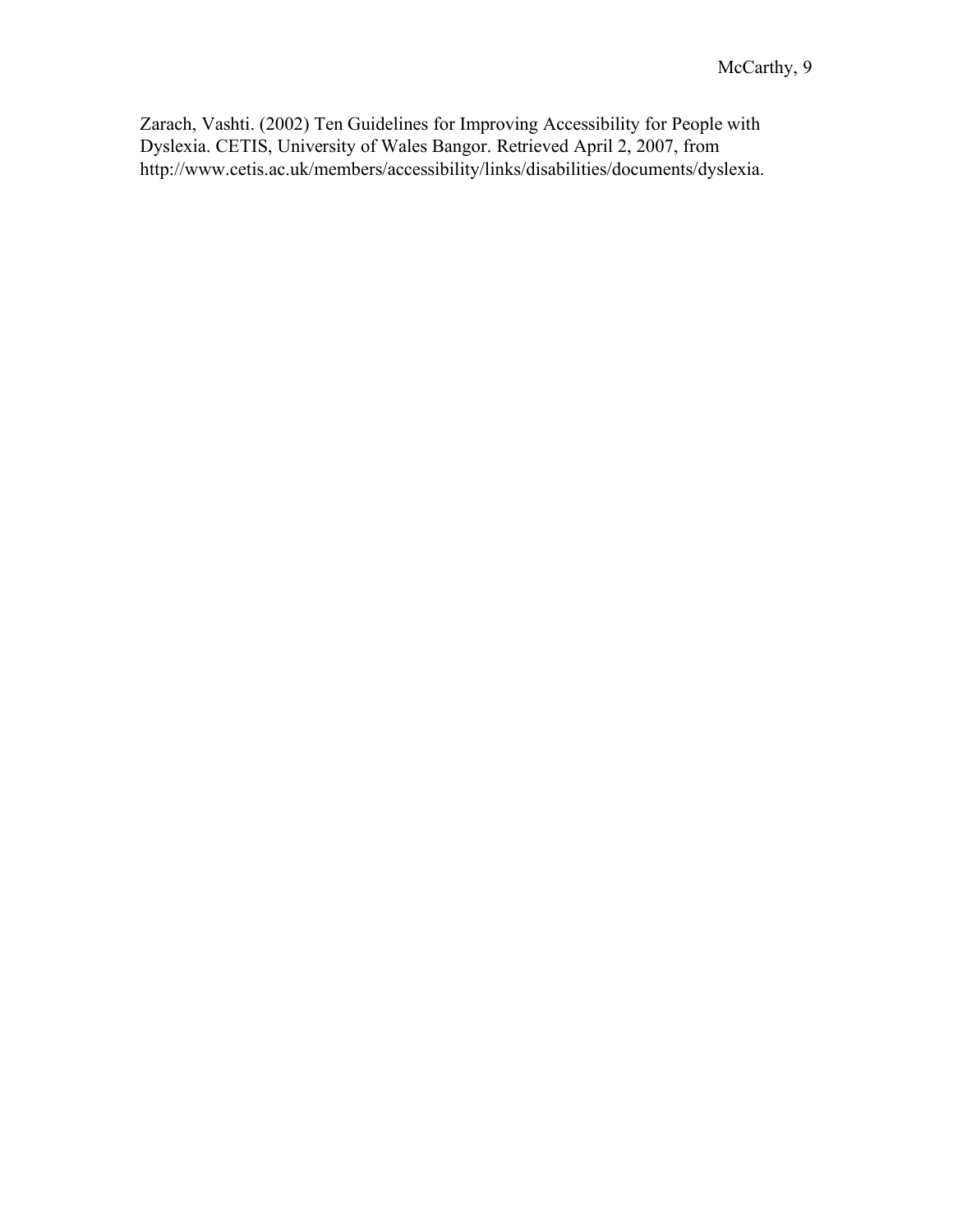Zarach, Vashti. (2002) Ten Guidelines for Improving Accessibility for People with Dyslexia. CETIS, University of Wales Bangor. Retrieved April 2, 2007, from http://www.cetis.ac.uk/members/accessibility/links/disabilities/documents/dyslexia.